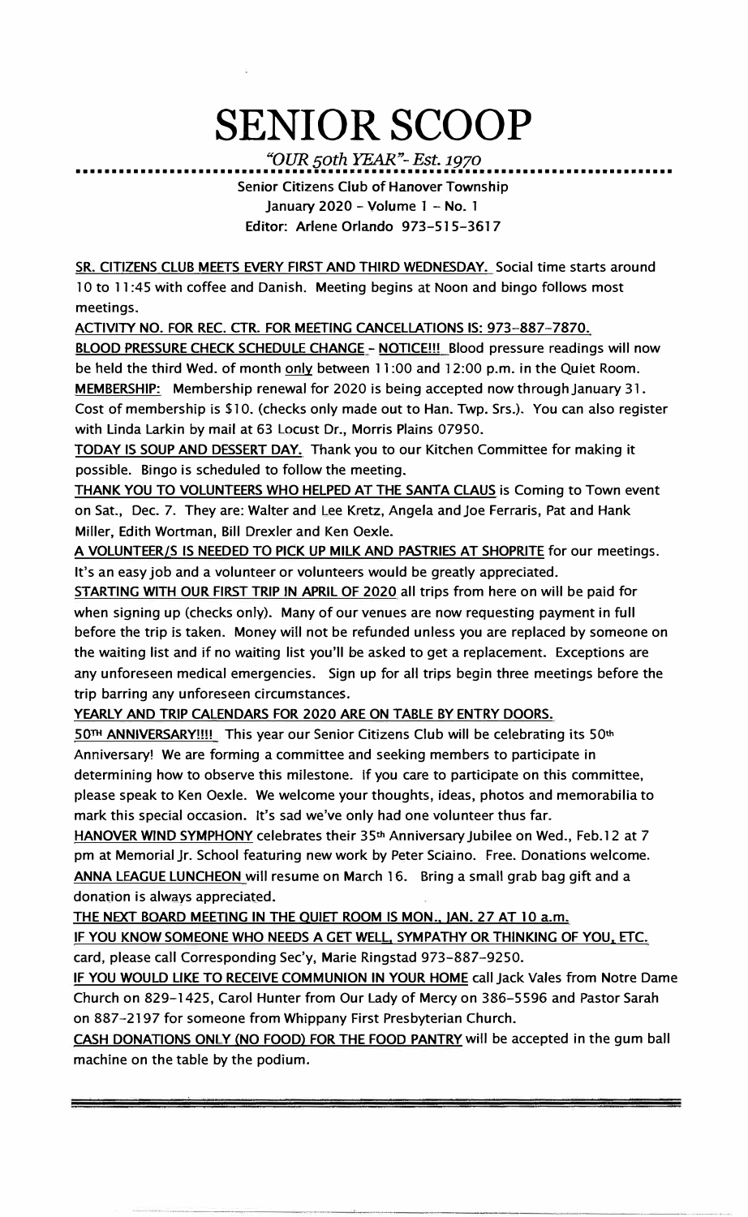# SENIOR SCOOP

*"OUR 50th YEAR"- Est. 1970*

Senior Citizens Club of Hanover Township
January 2020 – Volume 1 – No. 1
Editor: Arlene Orlando 973-515-3617

**SR. CITIZENS CLUB MEETS EVERY FIRST AND THIRD WEDNESDAY.** Social time starts around 10 to 11:45 with coffee and Danish. Meeting begins at Noon and bingo follows most meetings.

**ACTIVITY NO. FOR REC. CTR. FOR MEETING CANCELLATIONS IS: 973-887-7870.**

**BLOOD PRESSURE CHECK SCHEDULE CHANGE - NOTICE!!!** Blood pressure readings will now be held the third Wed. of month only between 11:00 and 12:00 p.m. in the Quiet Room.

**MEMBERSHIP:** Membership renewal for 2020 is being accepted now through January 31. Cost of membership is $10. (checks only made out to Han. Twp. Srs.). You can also register with Linda Larkin by mail at 63 Locust Dr., Morris Plains 07950.

**TODAY IS SOUP AND DESSERT DAY.** Thank you to our Kitchen Committee for making it possible. Bingo is scheduled to follow the meeting.

**THANK YOU TO VOLUNTEERS WHO HELPED AT THE SANTA CLAUS** is Coming to Town event on Sat., Dec. 7. They are: Walter and Lee Kretz, Angela and Joe Ferraris, Pat and Hank Miller, Edith Wortman, Bill Drexler and Ken Oexle.

**A VOLUNTEER/S IS NEEDED TO PICK UP MILK AND PASTRIES AT SHOPRITE** for our meetings. It's an easy job and a volunteer or volunteers would be greatly appreciated.

**STARTING WITH OUR FIRST TRIP IN APRIL OF 2020** all trips from here on will be paid for when signing up (checks only). Many of our venues are now requesting payment in full before the trip is taken. Money will not be refunded unless you are replaced by someone on the waiting list and if no waiting list you'll be asked to get a replacement. Exceptions are any unforeseen medical emergencies. Sign up for all trips begin three meetings before the trip barring any unforeseen circumstances.

**YEARLY AND TRIP CALENDARS FOR 2020 ARE ON TABLE BY ENTRY DOORS.**

**50TH ANNIVERSARY!!!!** This year our Senior Citizens Club will be celebrating its 50th Anniversary! We are forming a committee and seeking members to participate in determining how to observe this milestone. If you care to participate on this committee, please speak to Ken Oexle. We welcome your thoughts, ideas, photos and memorabilia to mark this special occasion. It's sad we've only had one volunteer thus far.

**HANOVER WIND SYMPHONY** celebrates their 35th Anniversary Jubilee on Wed., Feb.12 at 7 pm at Memorial Jr. School featuring new work by Peter Sciaino. Free. Donations welcome.

**ANNA LEAGUE LUNCHEON** will resume on March 16. Bring a small grab bag gift and a donation is always appreciated.

**THE NEXT BOARD MEETING IN THE QUIET ROOM IS MON., JAN. 27 AT 10 a.m.**

**IF YOU KNOW SOMEONE WHO NEEDS A GET WELL, SYMPATHY OR THINKING OF YOU, ETC.** card, please call Corresponding Sec'y, Marie Ringstad 973-887-9250.

**IF YOU WOULD LIKE TO RECEIVE COMMUNION IN YOUR HOME** call Jack Vales from Notre Dame Church on 829-1425, Carol Hunter from Our Lady of Mercy on 386-5596 and Pastor Sarah on 887-2197 for someone from Whippany First Presbyterian Church.

**CASH DONATIONS ONLY (NO FOOD) FOR THE FOOD PANTRY** will be accepted in the gum ball machine on the table by the podium.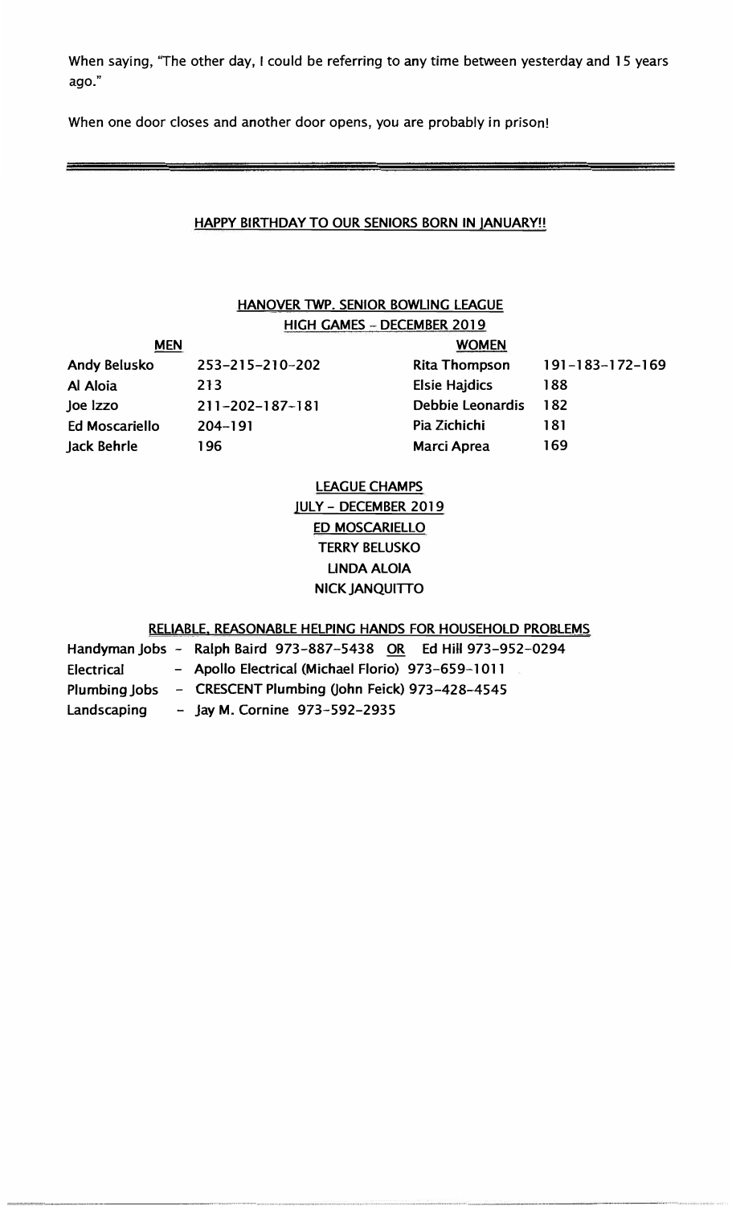When saying, "The other day, I could be referring to any time between yesterday and 15 years ago."

When one door closes and another door opens, you are probably in prison!

---

**HAPPY BIRTHDAY TO OUR SENIORS BORN IN JANUARY!!**

**HANOVER TWP. SENIOR BOWLING LEAGUE**
**HIGH GAMES – DECEMBER 2019**

| MEN | | WOMEN | |
|---|---|---|---|
| Andy Belusko | 253-215-210-202 | Rita Thompson | 191-183-172-169 |
| Al Aloia | 213 | Elsie Hajdics | 188 |
| Joe Izzo | 211-202-187-181 | Debbie Leonardis | 182 |
| Ed Moscariello | 204-191 | Pia Zichichi | 181 |
| Jack Behrle | 196 | Marci Aprea | 169 |

**LEAGUE CHAMPS**
**JULY – DECEMBER 2019**
**ED MOSCARIELLO**
**TERRY BELUSKO**
**LINDA ALOIA**
**NICK JANQUITTO**

**RELIABLE, REASONABLE HELPING HANDS FOR HOUSEHOLD PROBLEMS**

| | |
|---|---|
| Handyman Jobs | – Ralph Baird 973-887-5438 OR Ed Hill 973-952-0294 |
| Electrical | – Apollo Electrical (Michael Florio) 973-659-1011 |
| Plumbing Jobs | – CRESCENT Plumbing (John Feick) 973-428-4545 |
| Landscaping | – Jay M. Cornine 973-592-2935 |